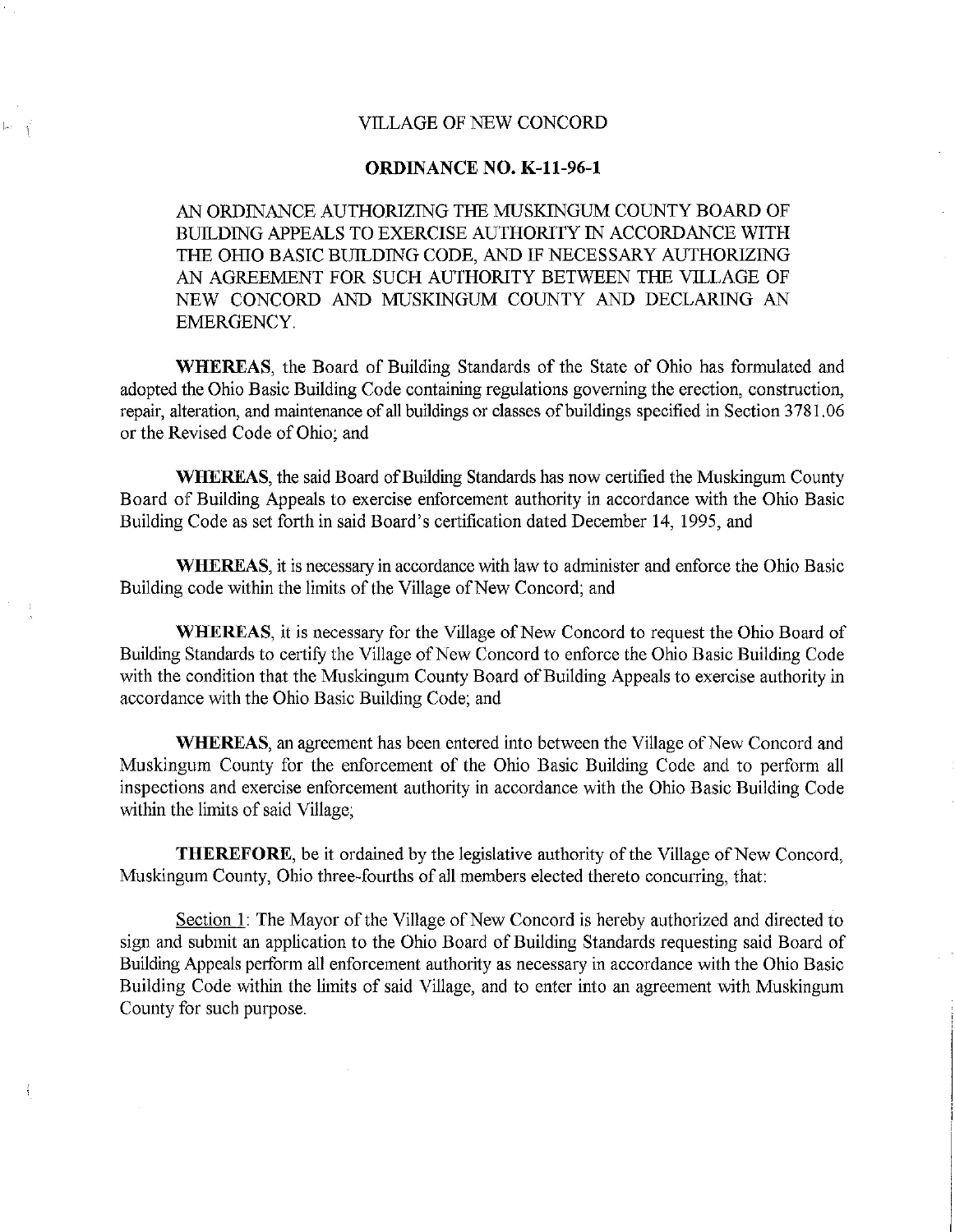# VILLAGE OF NEW CONCORD

## ORDINANCE NO. K-11-96-1

AN ORDINANCE AUTHORIZING THE MUSKINGUM COUNTY BOARD OF BUILDING APPEALS TO EXERCISE AUTHORITY IN ACCORDANCE WITH THE OHIO BASIC BUILDING CODE, AND IF NECESSARY AUTHORIZING AN AGREEMENT FOR SUCH AUTHORITY BETWEEN THE VILLAGE OF NEW CONCORD AND MUSKINGUM COUNTY AND DECLARING AN EMERGENCY.

**WHEREAS**, the Board of Building Standards of the State of Ohio has formulated and adopted the Ohio Basic Building Code containing regulations governing the erection, construction, repair, alteration, and maintenance of all buildings or classes of buildings specified in Section 3781.06 or the Revised Code of Ohio; and

**WHEREAS**, the said Board of Building Standards has now certified the Muskingum County Board of Building Appeals to exercise enforcement authority in accordance with the Ohio Basic Building Code as set forth in said Board's certification dated December 14, 1995, and

**WHEREAS**, it is necessary in accordance with law to administer and enforce the Ohio Basic Building code within the limits of the Village of New Concord; and

**WHEREAS**, it is necessary for the Village of New Concord to request the Ohio Board of Building Standards to certify the Village of New Concord to enforce the Ohio Basic Building Code with the condition that the Muskingum County Board of Building Appeals to exercise authority in accordance with the Ohio Basic Building Code; and

**WHEREAS**, an agreement has been entered into between the Village of New Concord and Muskingum County for the enforcement of the Ohio Basic Building Code and to perform all inspections and exercise enforcement authority in accordance with the Ohio Basic Building Code within the limits of said Village;

**THEREFORE**, be it ordained by the legislative authority of the Village of New Concord, Muskingum County, Ohio three-fourths of all members elected thereto concurring, that:

Section 1: The Mayor of the Village of New Concord is hereby authorized and directed to sign and submit an application to the Ohio Board of Building Standards requesting said Board of Building Appeals perform all enforcement authority as necessary in accordance with the Ohio Basic Building Code within the limits of said Village, and to enter into an agreement with Muskingum County for such purpose.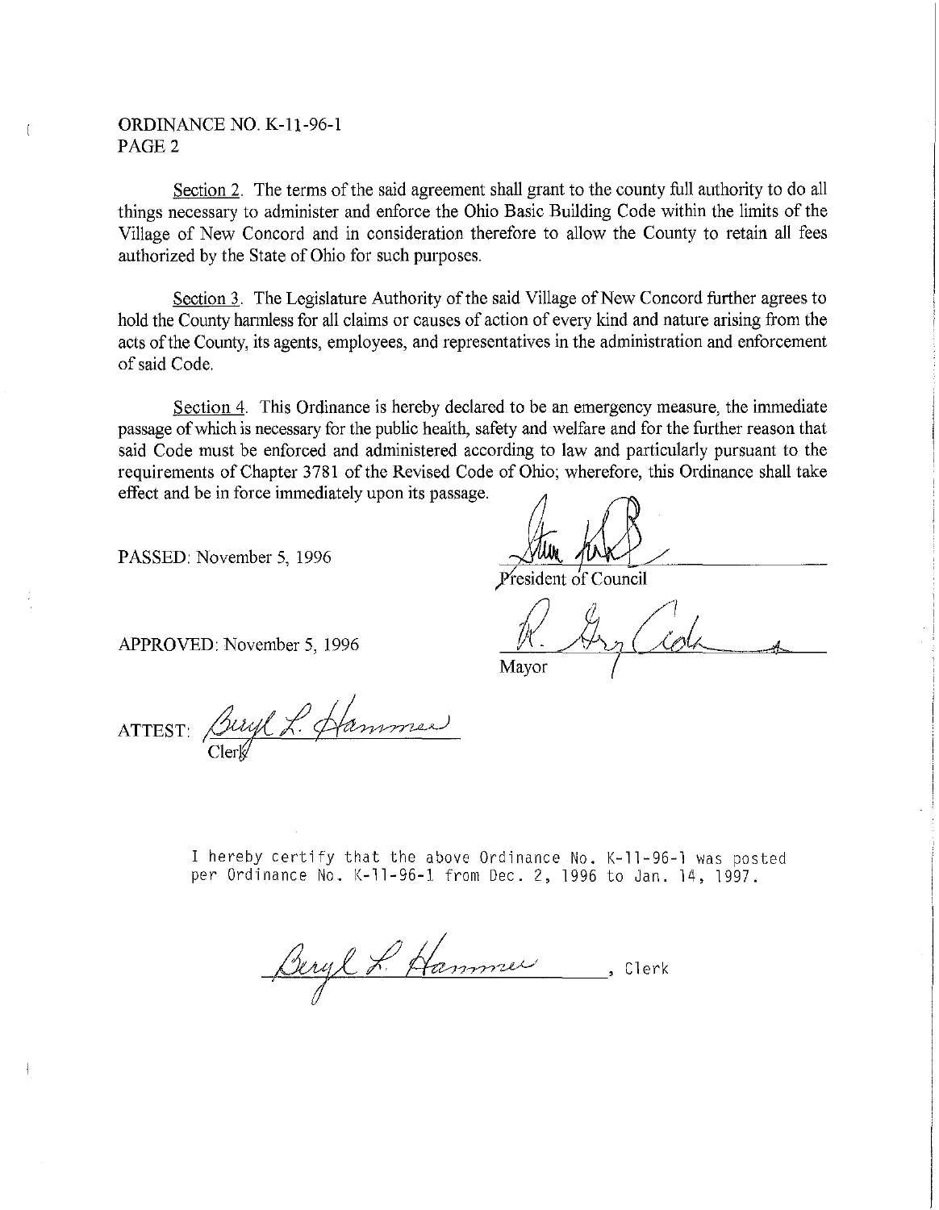ORDINANCE NO. K-11-96-1
PAGE 2

Section 2. The terms of the said agreement shall grant to the county full authority to do all things necessary to administer and enforce the Ohio Basic Building Code within the limits of the Village of New Concord and in consideration therefore to allow the County to retain all fees authorized by the State of Ohio for such purposes.

Section 3. The Legislature Authority of the said Village of New Concord further agrees to hold the County harmless for all claims or causes of action of every kind and nature arising from the acts of the County, its agents, employees, and representatives in the administration and enforcement of said Code.

Section 4. This Ordinance is hereby declared to be an emergency measure, the immediate passage of which is necessary for the public health, safety and welfare and for the further reason that said Code must be enforced and administered according to law and particularly pursuant to the requirements of Chapter 3781 of the Revised Code of Ohio; wherefore, this Ordinance shall take effect and be in force immediately upon its passage.

PASSED: November 5, 1996

President of Council

APPROVED: November 5, 1996

Mayor

ATTEST: Beryl L. Hammer
Clerk

I hereby certify that the above Ordinance No. K-11-96-1 was posted per Ordinance No. K-11-96-1 from Dec. 2, 1996 to Jan. 14, 1997.

Beryl L. Hammer, Clerk